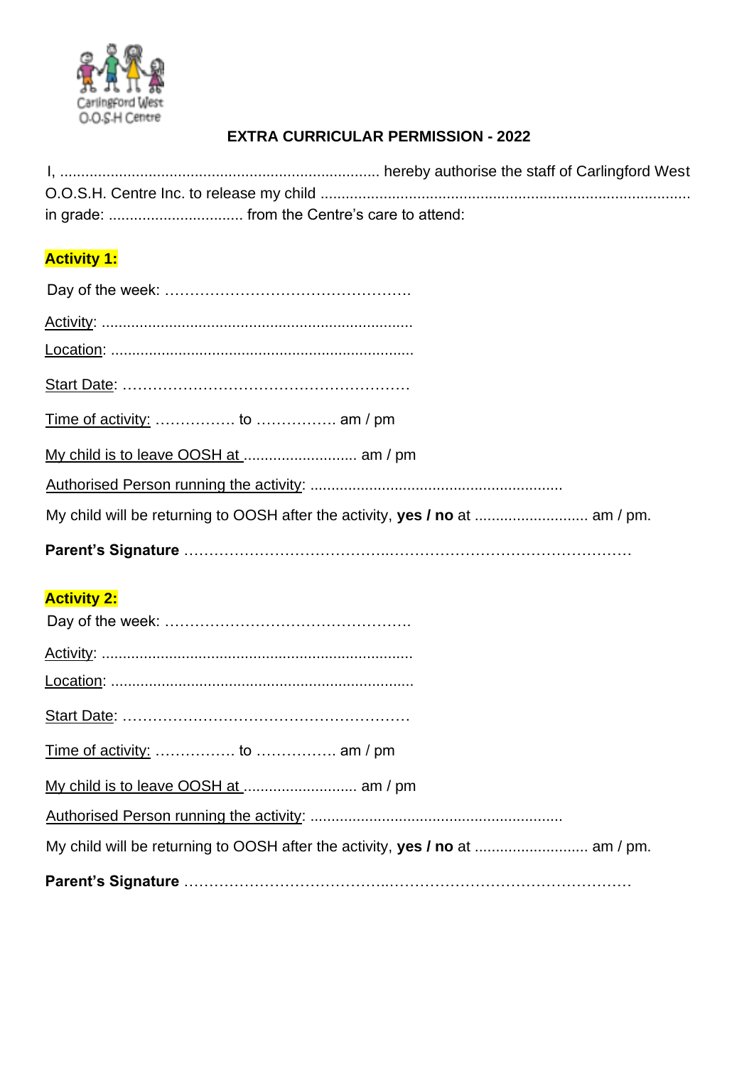Carlingford West O.O.S.H Centre

## EXTRA CURRICULAR PERMISSION - 2022

I, ............................................................................ hereby authorise the staff of Carlingford West O.O.S.H. Centre Inc. to release my child ........................................................................................ in grade: ................................ from the Centre's care to attend:

**Activity 1:**

Day of the week: ………………………………………….

Activity: .........................................................................

Location: .......................................................................

Start Date: …………………………………………………

Time of activity: ……………. to ……………. am / pm

My child is to leave OOSH at ........................... am / pm

Authorised Person running the activity: ...........................................................

My child will be returning to OOSH after the activity, **yes / no** at ........................... am / pm.

**Parent's Signature** ……………………………….…………………………………………

**Activity 2:**

Day of the week: ………………………………………….

Activity: .........................................................................

Location: .......................................................................

Start Date: …………………………………………………

Time of activity: ……………. to ……………. am / pm

My child is to leave OOSH at ........................... am / pm

Authorised Person running the activity: ...........................................................

My child will be returning to OOSH after the activity, **yes / no** at ........................... am / pm.

**Parent's Signature** ……………………………….…………………………………………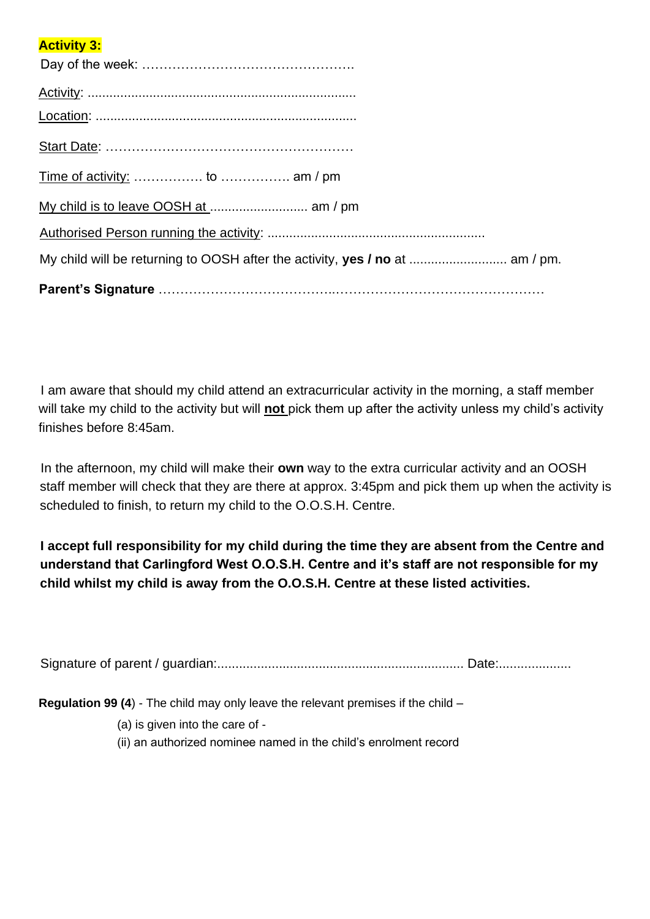**Activity 3:**

Day of the week: ………………………………………….

Activity: ..........................................................................

Location: .......................................................................

Start Date: ………………………………………………

Time of activity: ……………. to ……………. am / pm

My child is to leave OOSH at ........................... am / pm

Authorised Person running the activity: ...........................................................

My child will be returning to OOSH after the activity, **yes / no** at ........................... am / pm.

**Parent's Signature** …………………………………..…………………………………………

I am aware that should my child attend an extracurricular activity in the morning, a staff member will take my child to the activity but will **not** pick them up after the activity unless my child's activity finishes before 8:45am.

In the afternoon, my child will make their **own** way to the extra curricular activity and an OOSH staff member will check that they are there at approx. 3:45pm and pick them up when the activity is scheduled to finish, to return my child to the O.O.S.H. Centre.

**I accept full responsibility for my child during the time they are absent from the Centre and understand that Carlingford West O.O.S.H. Centre and it's staff are not responsible for my child whilst my child is away from the O.O.S.H. Centre at these listed activities.**

Signature of parent / guardian:.................................................................... Date:....................

**Regulation 99 (4**) - The child may only leave the relevant premises if the child –

(a) is given into the care of -

(ii) an authorized nominee named in the child's enrolment record